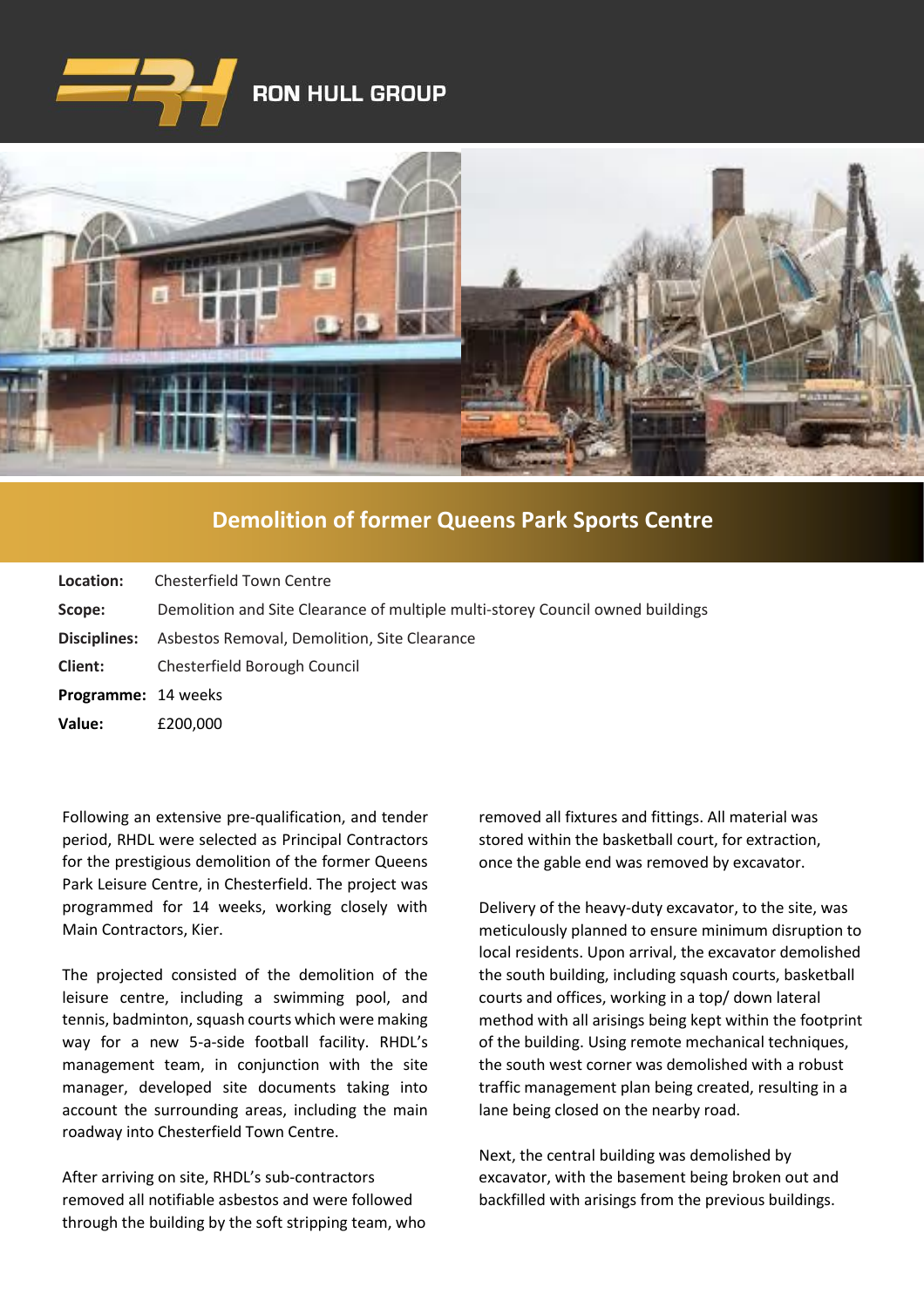RON HULL GROUP

# Demolition of former Queens Park Sports Centre

**Location:** Chesterfield Town Centre

**Scope:** Demolition and Site Clearance of multiple multi-storey Council owned buildings

**Disciplines:** Asbestos Removal, Demolition, Site Clearance

**Client:** Chesterfield Borough Council

**Programme:** 14 weeks

**Value:** £200,000

Following an extensive pre-qualification, and tender period, RHDL were selected as Principal Contractors for the prestigious demolition of the former Queens Park Leisure Centre, in Chesterfield. The project was programmed for 14 weeks, working closely with Main Contractors, Kier.

The projected consisted of the demolition of the leisure centre, including a swimming pool, and tennis, badminton, squash courts which were making way for a new 5-a-side football facility. RHDL's management team, in conjunction with the site manager, developed site documents taking into account the surrounding areas, including the main roadway into Chesterfield Town Centre.

After arriving on site, RHDL's sub-contractors removed all notifiable asbestos and were followed through the building by the soft stripping team, who removed all fixtures and fittings. All material was stored within the basketball court, for extraction, once the gable end was removed by excavator.

Delivery of the heavy-duty excavator, to the site, was meticulously planned to ensure minimum disruption to local residents. Upon arrival, the excavator demolished the south building, including squash courts, basketball courts and offices, working in a top/ down lateral method with all arisings being kept within the footprint of the building. Using remote mechanical techniques, the south west corner was demolished with a robust traffic management plan being created, resulting in a lane being closed on the nearby road.

Next, the central building was demolished by excavator, with the basement being broken out and backfilled with arisings from the previous buildings.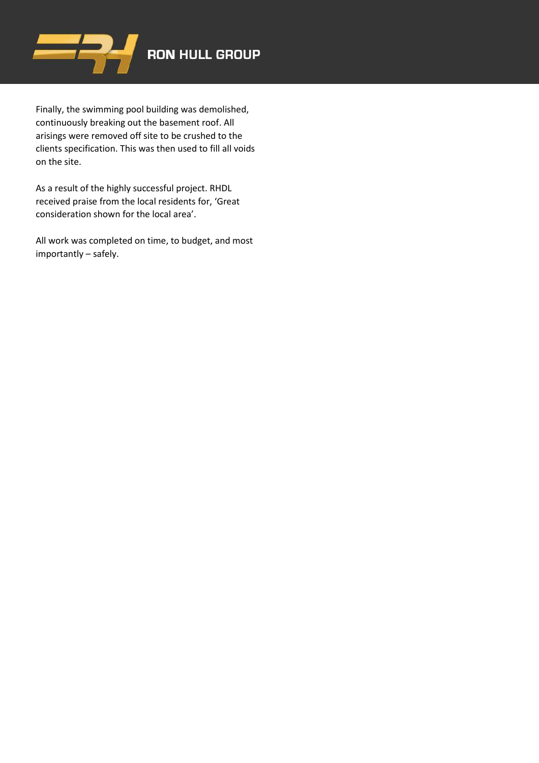Finally, the swimming pool building was demolished, continuously breaking out the basement roof. All arisings were removed off site to be crushed to the clients specification. This was then used to fill all voids on the site.

As a result of the highly successful project. RHDL received praise from the local residents for, 'Great consideration shown for the local area'.

All work was completed on time, to budget, and most importantly – safely.